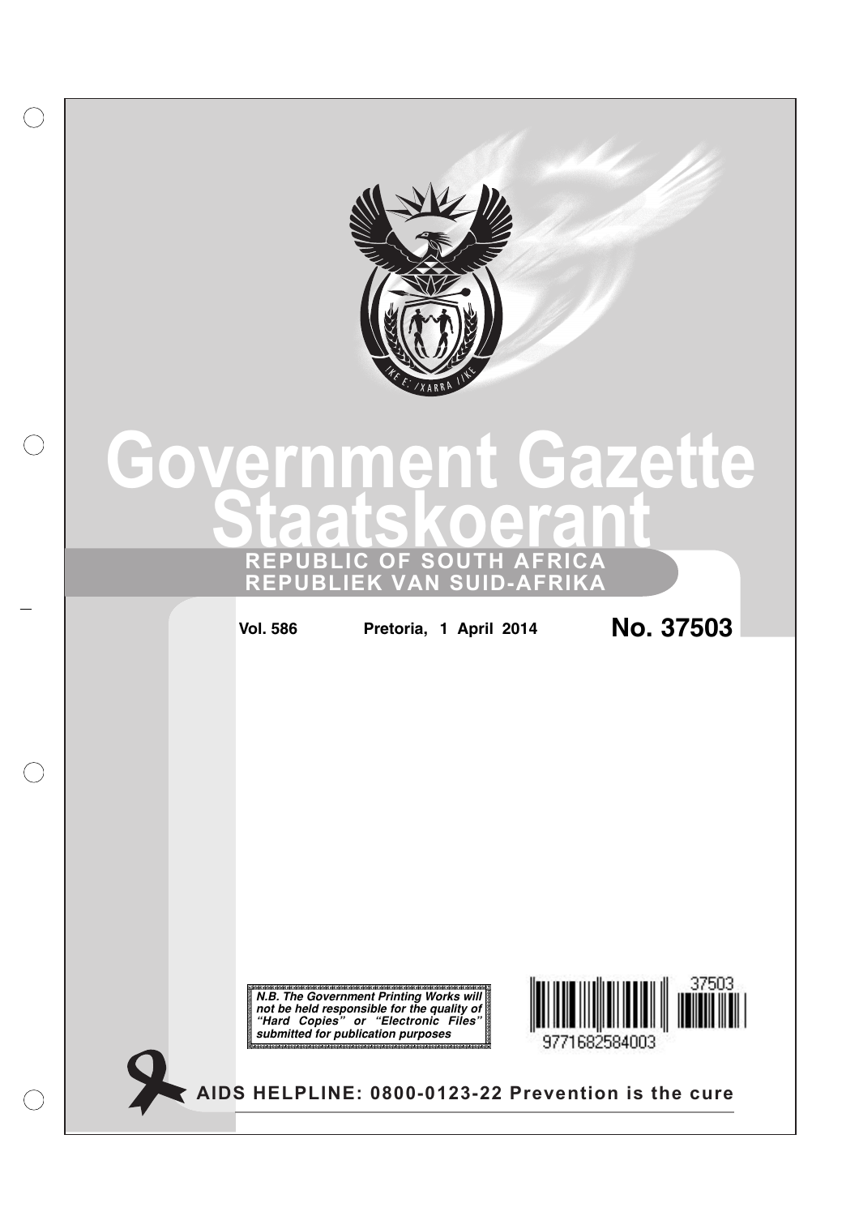# Government Gazette
# Staatskoerant

**REPUBLIC OF SOUTH AFRICA**
**REPUBLIEK VAN SUID-AFRIKA**

**Vol. 586** **Pretoria, 1 April 2014** **No. 37503**

***N.B. The Government Printing Works will not be held responsible for the quality of "Hard Copies" or "Electronic Files" submitted for publication purposes***

37503

9771682584003

**AIDS HELPLINE: 0800-0123-22 Prevention is the cure**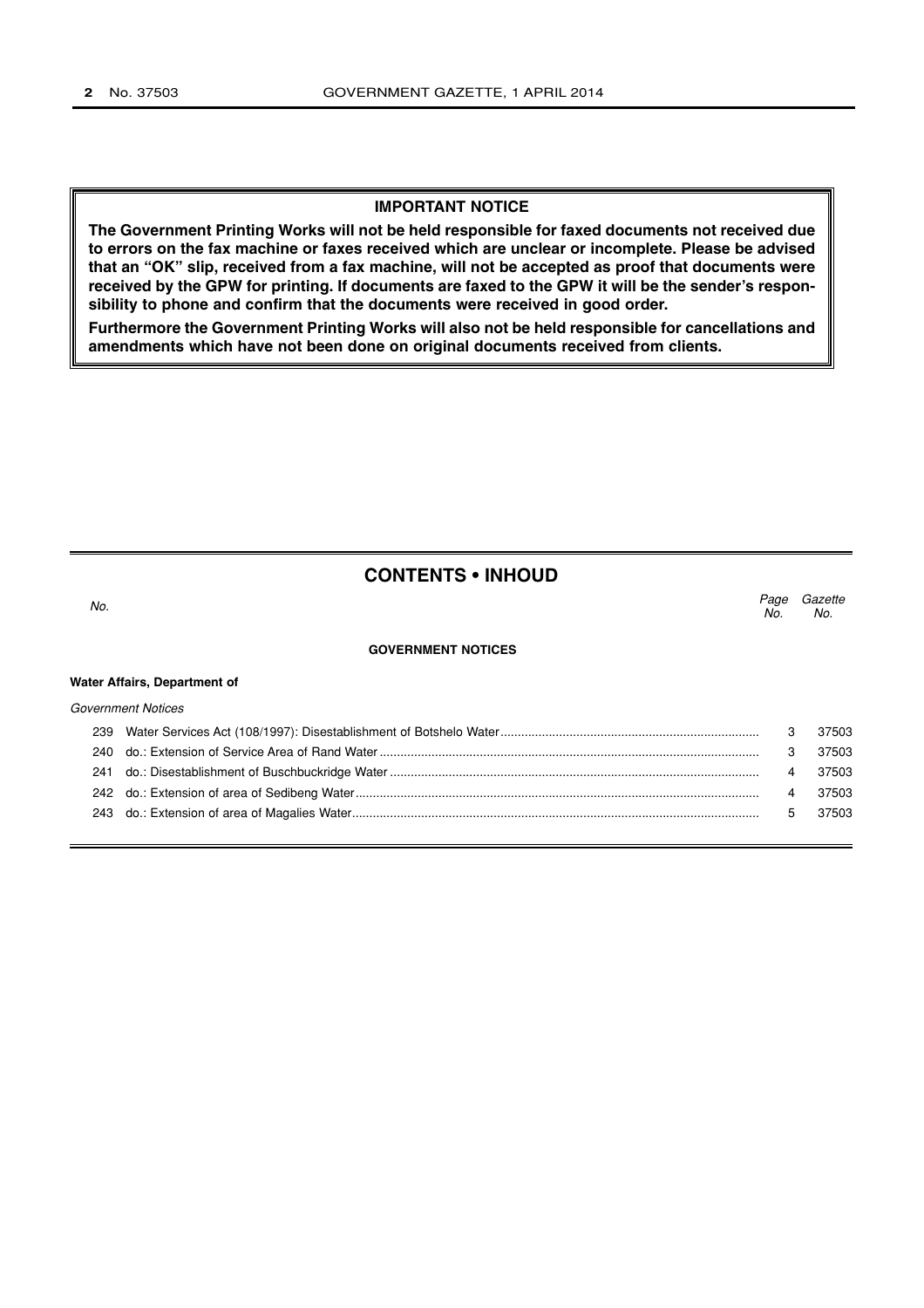**IMPORTANT NOTICE**

**The Government Printing Works will not be held responsible for faxed documents not received due to errors on the fax machine or faxes received which are unclear or incomplete. Please be advised that an "OK" slip, received from a fax machine, will not be accepted as proof that documents were received by the GPW for printing. If documents are faxed to the GPW it will be the sender's responsibility to phone and confirm that the documents were received in good order.**

**Furthermore the Government Printing Works will also not be held responsible for cancellations and amendments which have not been done on original documents received from clients.**

## CONTENTS • INHOUD

| *No.* | | *Page No.* | *Gazette No.* |
|---|---|---|---|
| | **GOVERNMENT NOTICES** | | |
| | **Water Affairs, Department of** | | |
| | *Government Notices* | | |
| 239 | Water Services Act (108/1997): Disestablishment of Botshelo Water | 3 | 37503 |
| 240 | do.: Extension of Service Area of Rand Water | 3 | 37503 |
| 241 | do.: Disestablishment of Buschbuckridge Water | 4 | 37503 |
| 242 | do.: Extension of area of Sedibeng Water | 4 | 37503 |
| 243 | do.: Extension of area of Magalies Water | 5 | 37503 |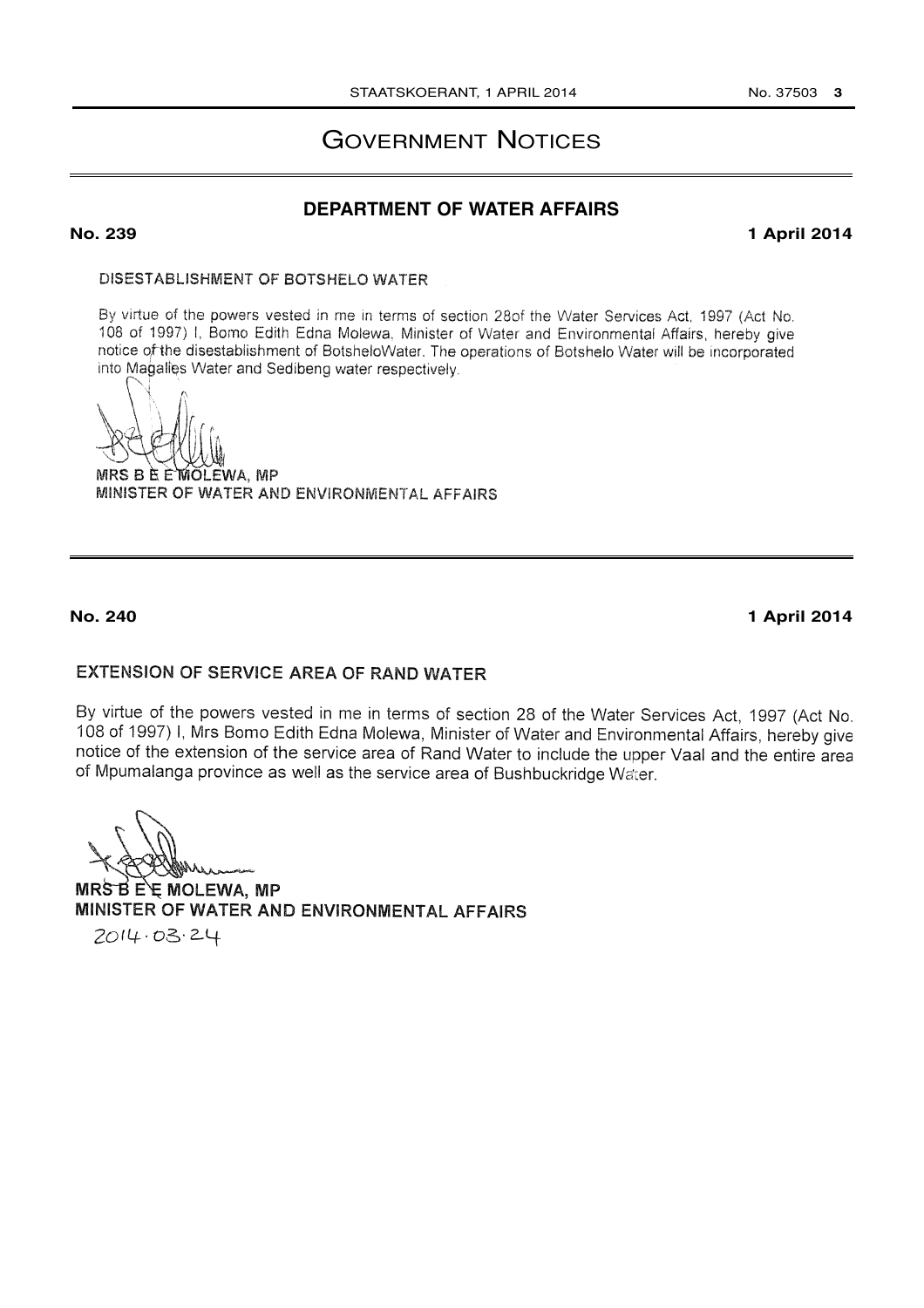# GOVERNMENT NOTICES

## DEPARTMENT OF WATER AFFAIRS

**No. 239** **1 April 2014**

DISESTABLISHMENT OF BOTSHELO WATER

By virtue of the powers vested in me in terms of section 28of the Water Services Act, 1997 (Act No. 108 of 1997) I, Bomo Edith Edna Molewa, Minister of Water and Environmental Affairs, hereby give notice of the disestablishment of BotsheloWater. The operations of Botshelo Water will be incorporated into Magalies Water and Sedibeng water respectively.

MRS B E E MOLEWA, MP
MINISTER OF WATER AND ENVIRONMENTAL AFFAIRS

---

**No. 240** **1 April 2014**

EXTENSION OF SERVICE AREA OF RAND WATER

By virtue of the powers vested in me in terms of section 28 of the Water Services Act, 1997 (Act No. 108 of 1997) I, Mrs Bomo Edith Edna Molewa, Minister of Water and Environmental Affairs, hereby give notice of the extension of the service area of Rand Water to include the upper Vaal and the entire area of Mpumalanga province as well as the service area of Bushbuckridge Water.

MRS B E E MOLEWA, MP
MINISTER OF WATER AND ENVIRONMENTAL AFFAIRS
2014.03.24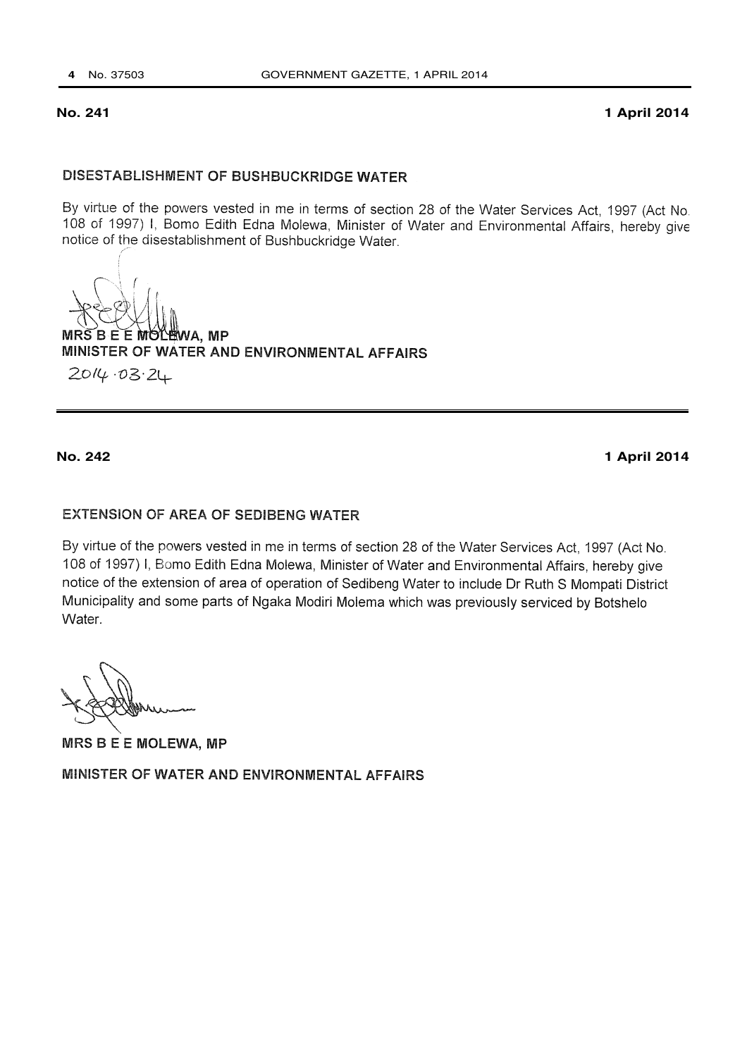**No. 241** **1 April 2014**

## DISESTABLISHMENT OF BUSHBUCKRIDGE WATER

By virtue of the powers vested in me in terms of section 28 of the Water Services Act, 1997 (Act No. 108 of 1997) I, Bomo Edith Edna Molewa, Minister of Water and Environmental Affairs, hereby give notice of the disestablishment of Bushbuckridge Water.

**MRS B E E MOLEWA, MP**
**MINISTER OF WATER AND ENVIRONMENTAL AFFAIRS**
2014.03.24

---

**No. 242** **1 April 2014**

## EXTENSION OF AREA OF SEDIBENG WATER

By virtue of the powers vested in me in terms of section 28 of the Water Services Act, 1997 (Act No. 108 of 1997) I, Bomo Edith Edna Molewa, Minister of Water and Environmental Affairs, hereby give notice of the extension of area of operation of Sedibeng Water to include Dr Ruth S Mompati District Municipality and some parts of Ngaka Modiri Molema which was previously serviced by Botshelo Water.

**MRS B E E MOLEWA, MP**

**MINISTER OF WATER AND ENVIRONMENTAL AFFAIRS**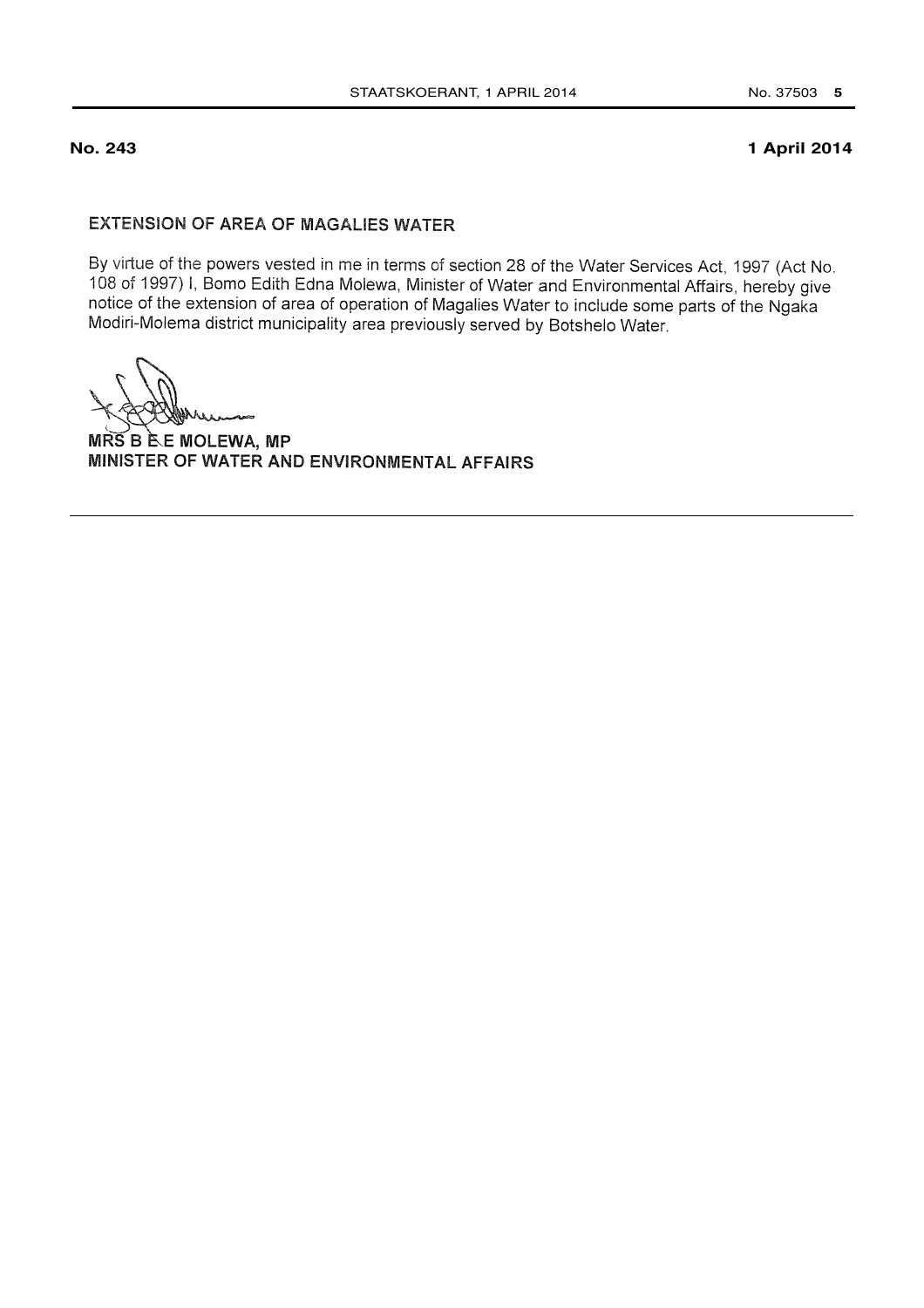**No. 243** **1 April 2014**

## EXTENSION OF AREA OF MAGALIES WATER

By virtue of the powers vested in me in terms of section 28 of the Water Services Act, 1997 (Act No. 108 of 1997) I, Bomo Edith Edna Molewa, Minister of Water and Environmental Affairs, hereby give notice of the extension of area of operation of Magalies Water to include some parts of the Ngaka Modiri-Molema district municipality area previously served by Botshelo Water.

**MRS B E E MOLEWA, MP**
**MINISTER OF WATER AND ENVIRONMENTAL AFFAIRS**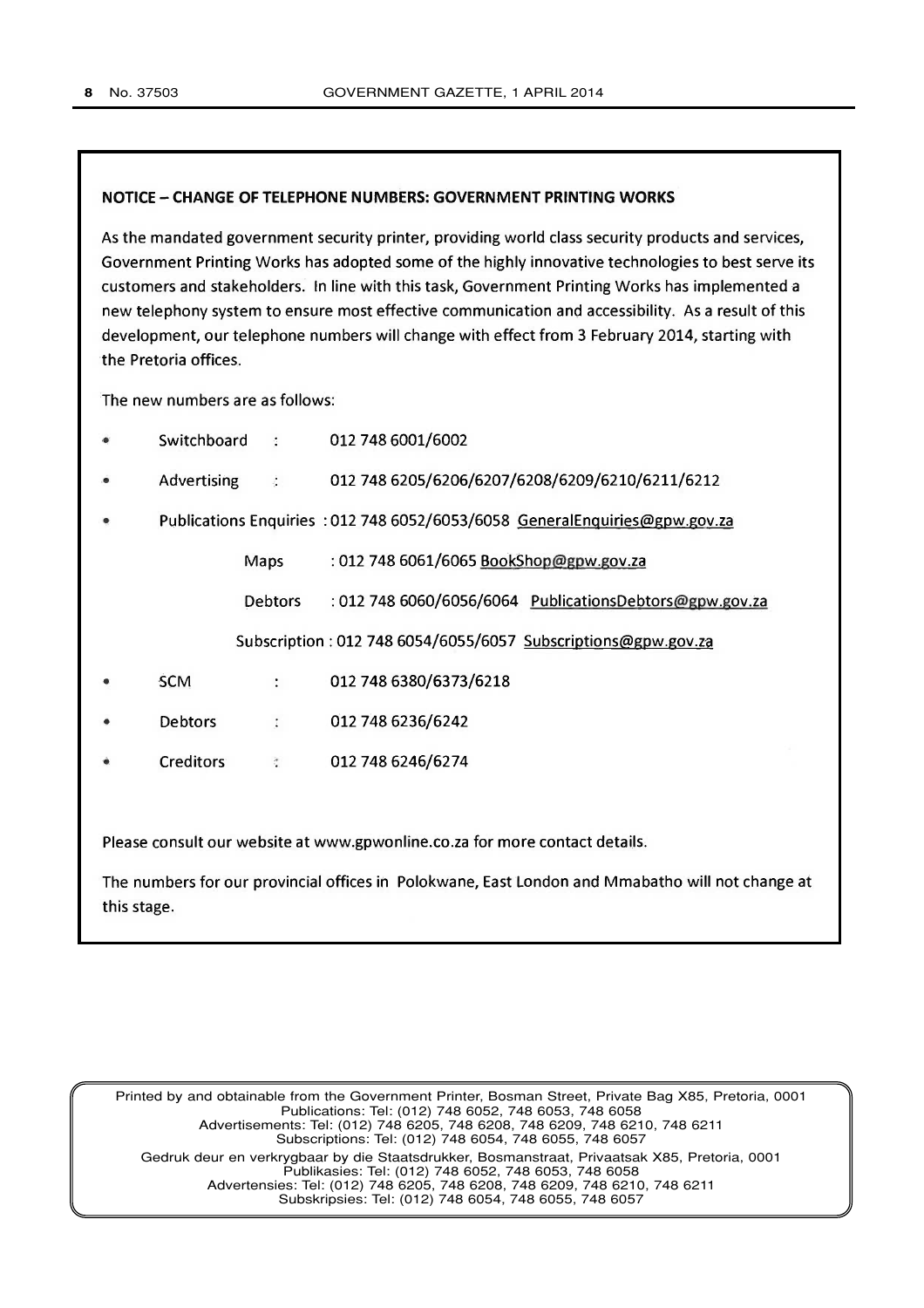## NOTICE – CHANGE OF TELEPHONE NUMBERS: GOVERNMENT PRINTING WORKS

As the mandated government security printer, providing world class security products and services, Government Printing Works has adopted some of the highly innovative technologies to best serve its customers and stakeholders. In line with this task, Government Printing Works has implemented a new telephony system to ensure most effective communication and accessibility. As a result of this development, our telephone numbers will change with effect from 3 February 2014, starting with the Pretoria offices.

The new numbers are as follows:

- Switchboard : 012 748 6001/6002
- Advertising : 012 748 6205/6206/6207/6208/6209/6210/6211/6212
- Publications Enquiries : 012 748 6052/6053/6058 GeneralEnquiries@gpw.gov.za
  - Maps : 012 748 6061/6065 BookShop@gpw.gov.za
  - Debtors : 012 748 6060/6056/6064 PublicationsDebtors@gpw.gov.za
  - Subscription : 012 748 6054/6055/6057 Subscriptions@gpw.gov.za
- SCM : 012 748 6380/6373/6218
- Debtors : 012 748 6236/6242
- Creditors : 012 748 6246/6274

Please consult our website at www.gpwonline.co.za for more contact details.

The numbers for our provincial offices in Polokwane, East London and Mmabatho will not change at this stage.

Printed by and obtainable from the Government Printer, Bosman Street, Private Bag X85, Pretoria, 0001
Publications: Tel: (012) 748 6052, 748 6053, 748 6058
Advertisements: Tel: (012) 748 6205, 748 6208, 748 6209, 748 6210, 748 6211
Subscriptions: Tel: (012) 748 6054, 748 6055, 748 6057

Gedruk deur en verkrygbaar by die Staatsdrukker, Bosmanstraat, Privaatsak X85, Pretoria, 0001
Publikasies: Tel: (012) 748 6052, 748 6053, 748 6058
Advertensies: Tel: (012) 748 6205, 748 6208, 748 6209, 748 6210, 748 6211
Subskripsies: Tel: (012) 748 6054, 748 6055, 748 6057